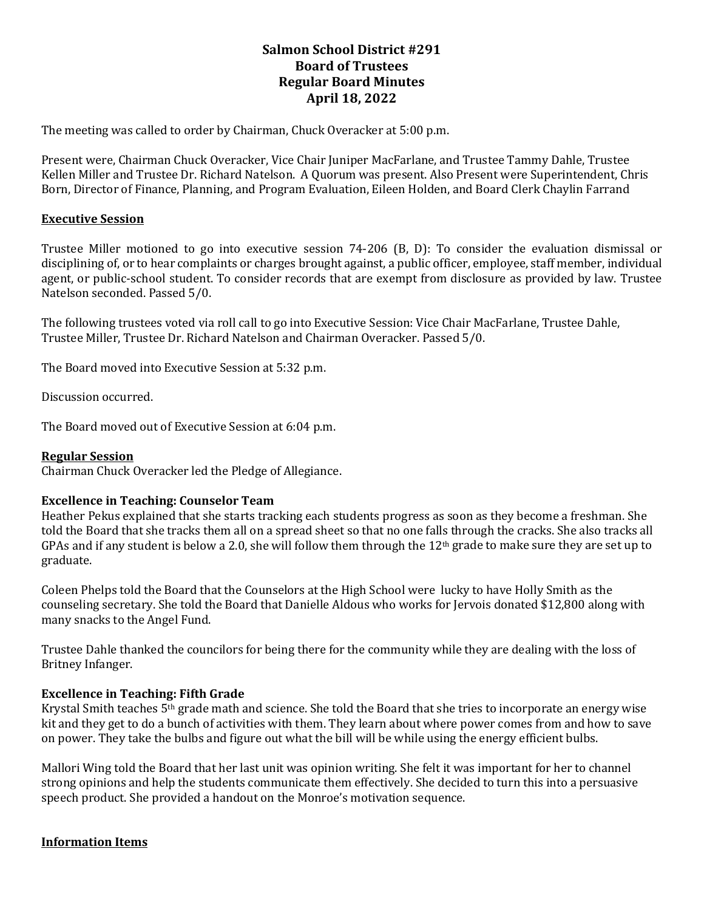# Salmon School District #291
# Board of Trustees
# Regular Board Minutes
# April 18, 2022

The meeting was called to order by Chairman, Chuck Overacker at 5:00 p.m.

Present were, Chairman Chuck Overacker, Vice Chair Juniper MacFarlane, and Trustee Tammy Dahle, Trustee Kellen Miller and Trustee Dr. Richard Natelson. A Quorum was present. Also Present were Superintendent, Chris Born, Director of Finance, Planning, and Program Evaluation, Eileen Holden, and Board Clerk Chaylin Farrand

## Executive Session

Trustee Miller motioned to go into executive session 74-206 (B, D): To consider the evaluation dismissal or disciplining of, or to hear complaints or charges brought against, a public officer, employee, staff member, individual agent, or public-school student. To consider records that are exempt from disclosure as provided by law. Trustee Natelson seconded. Passed 5/0.

The following trustees voted via roll call to go into Executive Session: Vice Chair MacFarlane, Trustee Dahle, Trustee Miller, Trustee Dr. Richard Natelson and Chairman Overacker. Passed 5/0.

The Board moved into Executive Session at 5:32 p.m.

Discussion occurred.

The Board moved out of Executive Session at 6:04 p.m.

## Regular Session

Chairman Chuck Overacker led the Pledge of Allegiance.

### Excellence in Teaching: Counselor Team

Heather Pekus explained that she starts tracking each students progress as soon as they become a freshman. She told the Board that she tracks them all on a spread sheet so that no one falls through the cracks. She also tracks all GPAs and if any student is below a 2.0, she will follow them through the 12th grade to make sure they are set up to graduate.

Coleen Phelps told the Board that the Counselors at the High School were lucky to have Holly Smith as the counseling secretary. She told the Board that Danielle Aldous who works for Jervois donated $12,800 along with many snacks to the Angel Fund.

Trustee Dahle thanked the councilors for being there for the community while they are dealing with the loss of Britney Infanger.

### Excellence in Teaching: Fifth Grade

Krystal Smith teaches 5th grade math and science. She told the Board that she tries to incorporate an energy wise kit and they get to do a bunch of activities with them. They learn about where power comes from and how to save on power. They take the bulbs and figure out what the bill will be while using the energy efficient bulbs.

Mallori Wing told the Board that her last unit was opinion writing. She felt it was important for her to channel strong opinions and help the students communicate them effectively. She decided to turn this into a persuasive speech product. She provided a handout on the Monroe's motivation sequence.

## Information Items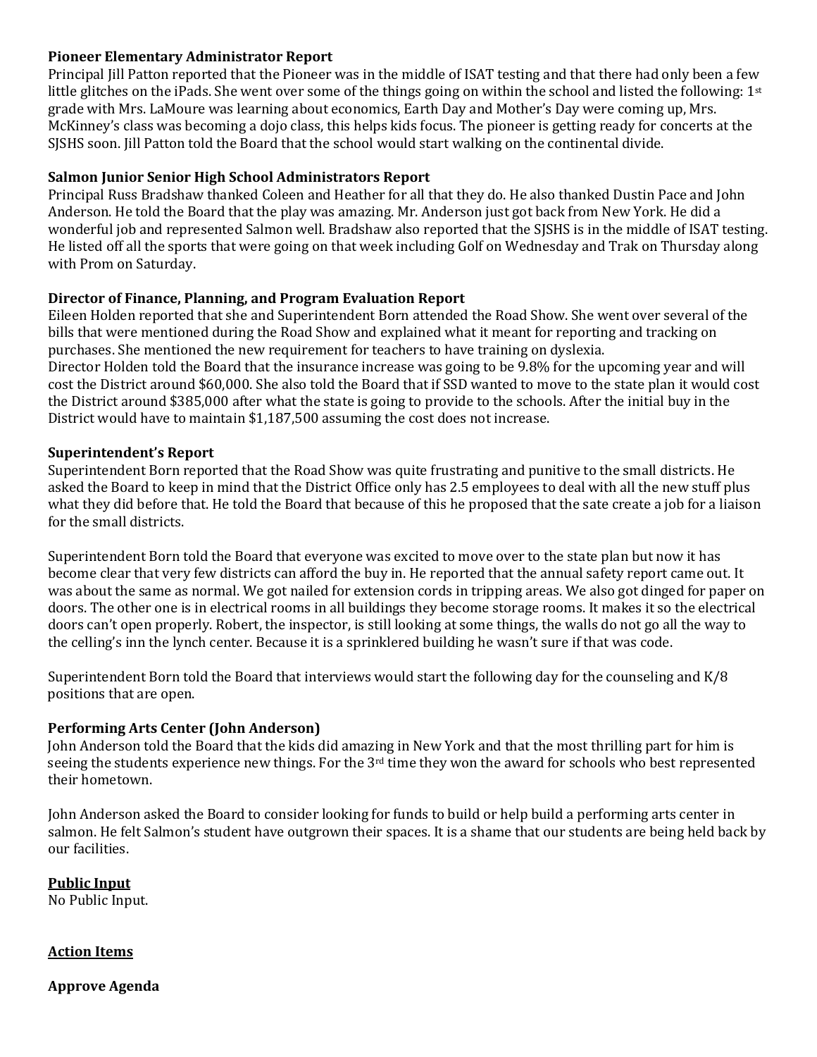**Pioneer Elementary Administrator Report**
Principal Jill Patton reported that the Pioneer was in the middle of ISAT testing and that there had only been a few little glitches on the iPads. She went over some of the things going on within the school and listed the following: 1st grade with Mrs. LaMoure was learning about economics, Earth Day and Mother's Day were coming up, Mrs. McKinney's class was becoming a dojo class, this helps kids focus. The pioneer is getting ready for concerts at the SJSHS soon. Jill Patton told the Board that the school would start walking on the continental divide.

**Salmon Junior Senior High School Administrators Report**
Principal Russ Bradshaw thanked Coleen and Heather for all that they do. He also thanked Dustin Pace and John Anderson. He told the Board that the play was amazing. Mr. Anderson just got back from New York. He did a wonderful job and represented Salmon well. Bradshaw also reported that the SJSHS is in the middle of ISAT testing. He listed off all the sports that were going on that week including Golf on Wednesday and Trak on Thursday along with Prom on Saturday.

**Director of Finance, Planning, and Program Evaluation Report**
Eileen Holden reported that she and Superintendent Born attended the Road Show. She went over several of the bills that were mentioned during the Road Show and explained what it meant for reporting and tracking on purchases. She mentioned the new requirement for teachers to have training on dyslexia.
Director Holden told the Board that the insurance increase was going to be 9.8% for the upcoming year and will cost the District around $60,000. She also told the Board that if SSD wanted to move to the state plan it would cost the District around $385,000 after what the state is going to provide to the schools. After the initial buy in the District would have to maintain $1,187,500 assuming the cost does not increase.

**Superintendent's Report**
Superintendent Born reported that the Road Show was quite frustrating and punitive to the small districts. He asked the Board to keep in mind that the District Office only has 2.5 employees to deal with all the new stuff plus what they did before that. He told the Board that because of this he proposed that the sate create a job for a liaison for the small districts.

Superintendent Born told the Board that everyone was excited to move over to the state plan but now it has become clear that very few districts can afford the buy in. He reported that the annual safety report came out. It was about the same as normal. We got nailed for extension cords in tripping areas. We also got dinged for paper on doors. The other one is in electrical rooms in all buildings they become storage rooms. It makes it so the electrical doors can't open properly. Robert, the inspector, is still looking at some things, the walls do not go all the way to the celling's inn the lynch center. Because it is a sprinklered building he wasn't sure if that was code.

Superintendent Born told the Board that interviews would start the following day for the counseling and K/8 positions that are open.

**Performing Arts Center (John Anderson)**
John Anderson told the Board that the kids did amazing in New York and that the most thrilling part for him is seeing the students experience new things. For the 3rd time they won the award for schools who best represented their hometown.

John Anderson asked the Board to consider looking for funds to build or help build a performing arts center in salmon. He felt Salmon's student have outgrown their spaces. It is a shame that our students are being held back by our facilities.

**Public Input**
No Public Input.

**Action Items**

**Approve Agenda**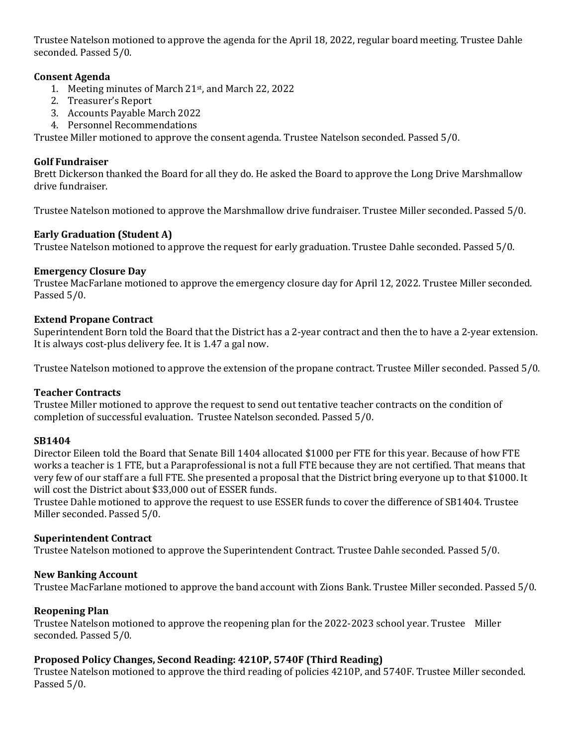Trustee Natelson motioned to approve the agenda for the April 18, 2022, regular board meeting. Trustee Dahle seconded. Passed 5/0.

**Consent Agenda**

1. Meeting minutes of March 21st, and March 22, 2022
2. Treasurer's Report
3. Accounts Payable March 2022
4. Personnel Recommendations

Trustee Miller motioned to approve the consent agenda. Trustee Natelson seconded. Passed 5/0.

**Golf Fundraiser**

Brett Dickerson thanked the Board for all they do. He asked the Board to approve the Long Drive Marshmallow drive fundraiser.

Trustee Natelson motioned to approve the Marshmallow drive fundraiser. Trustee Miller seconded. Passed 5/0.

**Early Graduation (Student A)**

Trustee Natelson motioned to approve the request for early graduation. Trustee Dahle seconded. Passed 5/0.

**Emergency Closure Day**

Trustee MacFarlane motioned to approve the emergency closure day for April 12, 2022. Trustee Miller seconded. Passed 5/0.

**Extend Propane Contract**

Superintendent Born told the Board that the District has a 2-year contract and then the to have a 2-year extension. It is always cost-plus delivery fee. It is 1.47 a gal now.

Trustee Natelson motioned to approve the extension of the propane contract. Trustee Miller seconded. Passed 5/0.

**Teacher Contracts**

Trustee Miller motioned to approve the request to send out tentative teacher contracts on the condition of completion of successful evaluation. Trustee Natelson seconded. Passed 5/0.

**SB1404**

Director Eileen told the Board that Senate Bill 1404 allocated $1000 per FTE for this year. Because of how FTE works a teacher is 1 FTE, but a Paraprofessional is not a full FTE because they are not certified. That means that very few of our staff are a full FTE. She presented a proposal that the District bring everyone up to that $1000. It will cost the District about $33,000 out of ESSER funds.

Trustee Dahle motioned to approve the request to use ESSER funds to cover the difference of SB1404. Trustee Miller seconded. Passed 5/0.

**Superintendent Contract**

Trustee Natelson motioned to approve the Superintendent Contract. Trustee Dahle seconded. Passed 5/0.

**New Banking Account**

Trustee MacFarlane motioned to approve the band account with Zions Bank. Trustee Miller seconded. Passed 5/0.

**Reopening Plan**

Trustee Natelson motioned to approve the reopening plan for the 2022-2023 school year. Trustee Miller seconded. Passed 5/0.

**Proposed Policy Changes, Second Reading: 4210P, 5740F (Third Reading)**

Trustee Natelson motioned to approve the third reading of policies 4210P, and 5740F. Trustee Miller seconded. Passed 5/0.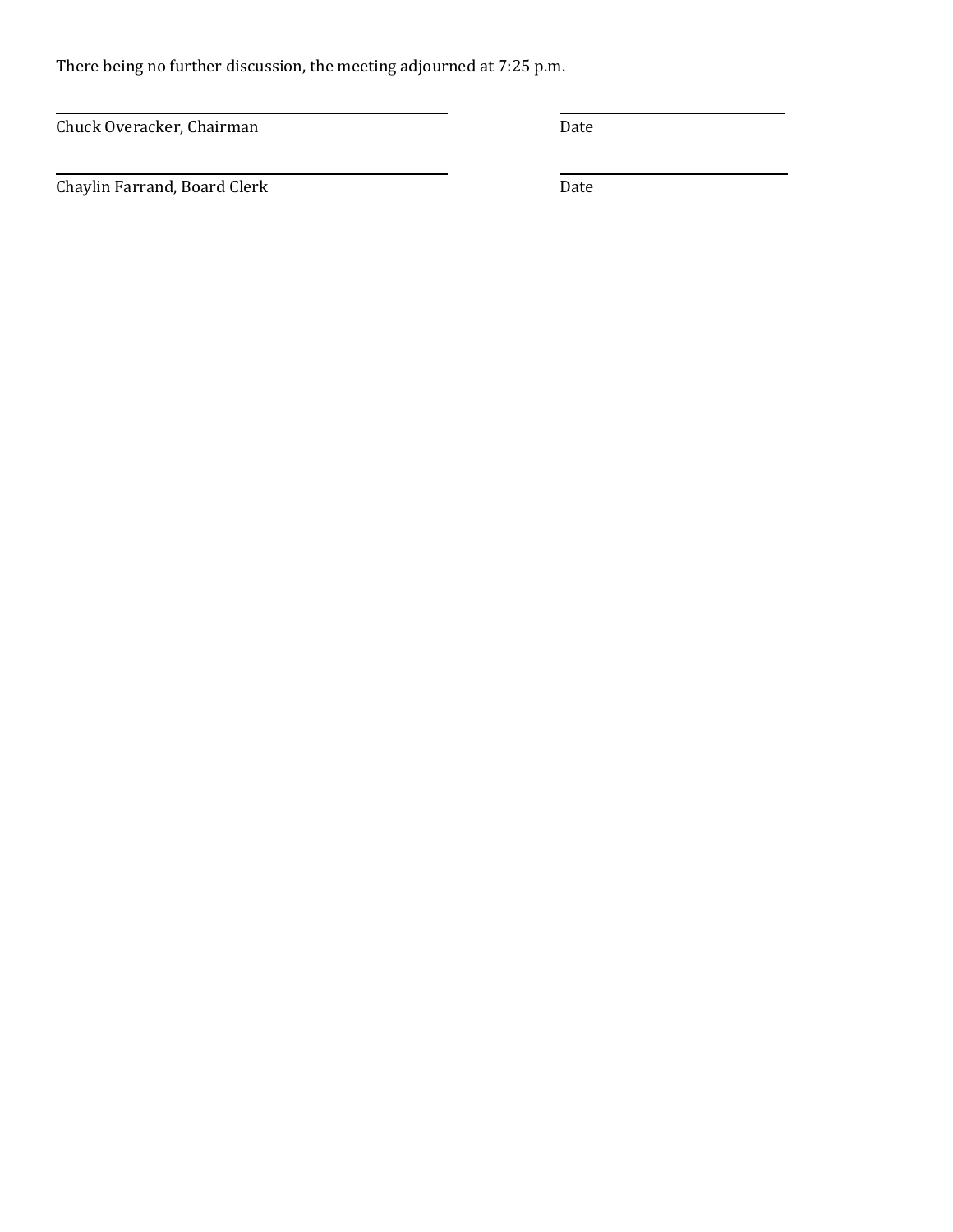There being no further discussion, the meeting adjourned at 7:25 p.m.

\_\_\_\_\_\_\_\_\_\_\_\_\_\_\_\_\_\_\_\_\_\_\_\_\_\_\_\_\_\_\_\_\_\_\_\_\_\_\_\_ \_\_\_\_\_\_\_\_\_\_\_\_\_\_\_\_\_\_\_\_\_\_\_\_

Chuck Overacker, Chairman Date

\_\_\_\_\_\_\_\_\_\_\_\_\_\_\_\_\_\_\_\_\_\_\_\_\_\_\_\_\_\_\_\_\_\_\_\_\_\_\_\_ \_\_\_\_\_\_\_\_\_\_\_\_\_\_\_\_\_\_\_\_\_\_\_\_

Chaylin Farrand, Board Clerk Date